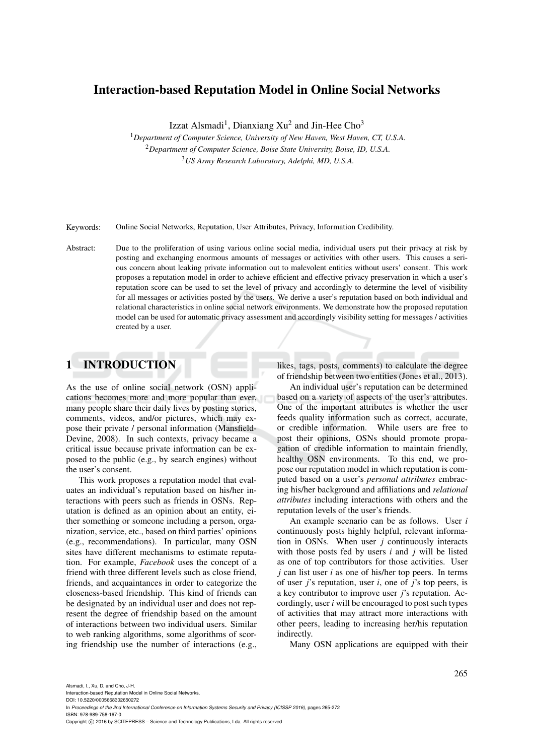# Interaction-based Reputation Model in Online Social Networks

Izzat Alsmadi[1], Dianxiang Xu[2] and Jin-Hee Cho[3]

[1] *Department of Computer Science, University of New Haven, West Haven, CT, U.S.A.*
[2] *Department of Computer Science, Boise State University, Boise, ID, U.S.A.*
[3] *US Army Research Laboratory, Adelphi, MD, U.S.A.*

Keywords: Online Social Networks, Reputation, User Attributes, Privacy, Information Credibility.

Abstract: Due to the proliferation of using various online social media, individual users put their privacy at risk by posting and exchanging enormous amounts of messages or activities with other users. This causes a serious concern about leaking private information out to malevolent entities without users' consent. This work proposes a reputation model in order to achieve efficient and effective privacy preservation in which a user's reputation score can be used to set the level of privacy and accordingly to determine the level of visibility for all messages or activities posted by the users. We derive a user's reputation based on both individual and relational characteristics in online social network environments. We demonstrate how the proposed reputation model can be used for automatic privacy assessment and accordingly visibility setting for messages / activities created by a user.

## 1 INTRODUCTION

As the use of online social network (OSN) applications becomes more and more popular than ever, many people share their daily lives by posting stories, comments, videos, and/or pictures, which may expose their private / personal information (Mansfield-Devine, 2008). In such contexts, privacy became a critical issue because private information can be exposed to the public (e.g., by search engines) without the user's consent.

This work proposes a reputation model that evaluates an individual's reputation based on his/her interactions with peers such as friends in OSNs. Reputation is defined as an opinion about an entity, either something or someone including a person, organization, service, etc., based on third parties' opinions (e.g., recommendations). In particular, many OSN sites have different mechanisms to estimate reputation. For example, *Facebook* uses the concept of a friend with three different levels such as close friend, friends, and acquaintances in order to categorize the closeness-based friendship. This kind of friends can be designated by an individual user and does not represent the degree of friendship based on the amount of interactions between two individual users. Similar to web ranking algorithms, some algorithms of scoring friendship use the number of interactions (e.g., likes, tags, posts, comments) to calculate the degree of friendship between two entities (Jones et al., 2013).

An individual user's reputation can be determined based on a variety of aspects of the user's attributes. One of the important attributes is whether the user feeds quality information such as correct, accurate, or credible information. While users are free to post their opinions, OSNs should promote propagation of credible information to maintain friendly, healthy OSN environments. To this end, we propose our reputation model in which reputation is computed based on a user's *personal attributes* embracing his/her background and affiliations and *relational attributes* including interactions with others and the reputation levels of the user's friends.

An example scenario can be as follows. User $i$ continuously posts highly helpful, relevant information in OSNs. When user $j$ continuously interacts with those posts fed by users $i$ and $j$ will be listed as one of top contributors for those activities. User $j$ can list user $i$ as one of his/her top peers. In terms of user $j$'s reputation, user $i$, one of $j$'s top peers, is a key contributor to improve user $j$'s reputation. Accordingly, user $i$ will be encouraged to post such types of activities that may attract more interactions with other peers, leading to increasing her/his reputation indirectly.

Many OSN applications are equipped with their

Alsmadi, I., Xu, D. and Cho, J-H.
Interaction-based Reputation Model in Online Social Networks.
DOI: 10.5220/0005668302650272
In *Proceedings of the 2nd International Conference on Information Systems Security and Privacy (ICISSP 2016)*, pages 265-272
ISBN: 978-989-758-167-0
Copyright © 2016 by SCITEPRESS – Science and Technology Publications, Lda. All rights reserved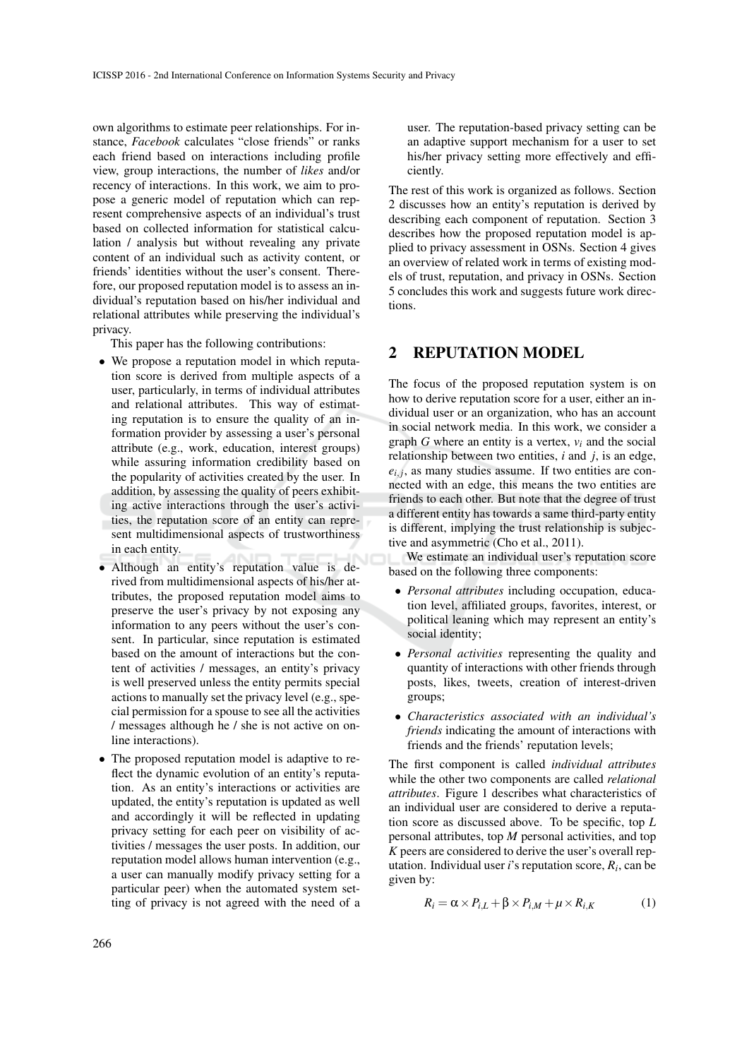own algorithms to estimate peer relationships. For instance, *Facebook* calculates "close friends" or ranks each friend based on interactions including profile view, group interactions, the number of *likes* and/or recency of interactions. In this work, we aim to propose a generic model of reputation which can represent comprehensive aspects of an individual's trust based on collected information for statistical calculation / analysis but without revealing any private content of an individual such as activity content, or friends' identities without the user's consent. Therefore, our proposed reputation model is to assess an individual's reputation based on his/her individual and relational attributes while preserving the individual's privacy.

This paper has the following contributions:

- We propose a reputation model in which reputation score is derived from multiple aspects of a user, particularly, in terms of individual attributes and relational attributes. This way of estimating reputation is to ensure the quality of an information provider by assessing a user's personal attribute (e.g., work, education, interest groups) while assuring information credibility based on the popularity of activities created by the user. In addition, by assessing the quality of peers exhibiting active interactions through the user's activities, the reputation score of an entity can represent multidimensional aspects of trustworthiness in each entity.
- Although an entity's reputation value is derived from multidimensional aspects of his/her attributes, the proposed reputation model aims to preserve the user's privacy by not exposing any information to any peers without the user's consent. In particular, since reputation is estimated based on the amount of interactions but the content of activities / messages, an entity's privacy is well preserved unless the entity permits special actions to manually set the privacy level (e.g., special permission for a spouse to see all the activities / messages although he / she is not active on online interactions).
- The proposed reputation model is adaptive to reflect the dynamic evolution of an entity's reputation. As an entity's interactions or activities are updated, the entity's reputation is updated as well and accordingly it will be reflected in updating privacy setting for each peer on visibility of activities / messages the user posts. In addition, our reputation model allows human intervention (e.g., a user can manually modify privacy setting for a particular peer) when the automated system setting of privacy is not agreed with the need of a user. The reputation-based privacy setting can be an adaptive support mechanism for a user to set his/her privacy setting more effectively and efficiently.

The rest of this work is organized as follows. Section 2 discusses how an entity's reputation is derived by describing each component of reputation. Section 3 describes how the proposed reputation model is applied to privacy assessment in OSNs. Section 4 gives an overview of related work in terms of existing models of trust, reputation, and privacy in OSNs. Section 5 concludes this work and suggests future work directions.

## 2 REPUTATION MODEL

The focus of the proposed reputation system is on how to derive reputation score for a user, either an individual user or an organization, who has an account in social network media. In this work, we consider a graph $G$ where an entity is a vertex, $v_i$ and the social relationship between two entities, $i$ and $j$, is an edge, $e_{i,j}$, as many studies assume. If two entities are connected with an edge, this means the two entities are friends to each other. But note that the degree of trust a different entity has towards a same third-party entity is different, implying the trust relationship is subjective and asymmetric (Cho et al., 2011).

We estimate an individual user's reputation score based on the following three components:

- *Personal attributes* including occupation, education level, affiliated groups, favorites, interest, or political leaning which may represent an entity's social identity;
- *Personal activities* representing the quality and quantity of interactions with other friends through posts, likes, tweets, creation of interest-driven groups;
- *Characteristics associated with an individual's friends* indicating the amount of interactions with friends and the friends' reputation levels;

The first component is called *individual attributes* while the other two components are called *relational attributes*. Figure 1 describes what characteristics of an individual user are considered to derive a reputation score as discussed above. To be specific, top $L$ personal attributes, top $M$ personal activities, and top $K$ peers are considered to derive the user's overall reputation. Individual user $i$'s reputation score, $R_i$, can be given by:

$$R_i = \alpha \times P_{i,L} + \beta \times P_{i,M} + \mu \times R_{i,K} \quad (1)$$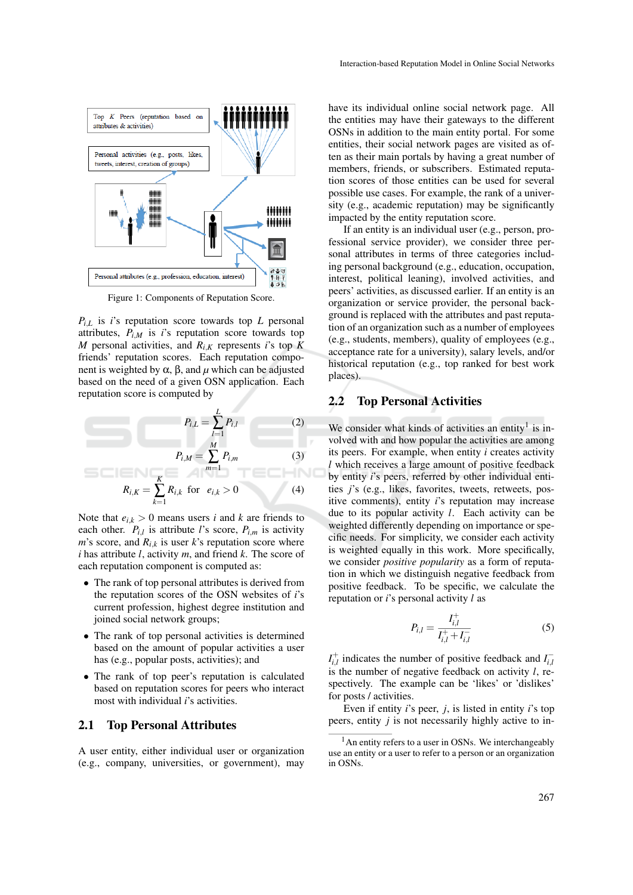Top K Peers (reputation based on attributes & activities)

Personal activities (e.g., posts, likes, tweets, interest, creation of groups)

Personal attributes (e.g., profession, education, interest)

Figure 1: Components of Reputation Score.

$P_{i,L}$ is $i$'s reputation score towards top $L$ personal attributes, $P_{i,M}$ is $i$'s reputation score towards top $M$ personal activities, and $R_{i,K}$ represents $i$'s top $K$ friends' reputation scores. Each reputation component is weighted by α, β, and $\mu$ which can be adjusted based on the need of a given OSN application. Each reputation score is computed by

$$P_{i,L} = \sum_{l=1}^{L} P_{i,l} \quad (2)$$

$$P_{i,M} = \sum_{m=1}^{M} P_{i,m} \quad (3)$$

$$R_{i,K} = \sum_{k=1}^{K} R_{i,k} \text{ for } e_{i,k} > 0 \quad (4)$$

Note that $e_{i,k} > 0$ means users $i$ and $k$ are friends to each other. $P_{i,l}$ is attribute $l$'s score, $P_{i,m}$ is activity $m$'s score, and $R_{i,k}$ is user $k$'s reputation score where $i$ has attribute $l$, activity $m$, and friend $k$. The score of each reputation component is computed as:

- The rank of top personal attributes is derived from the reputation scores of the OSN websites of $i$'s current profession, highest degree institution and joined social network groups;
- The rank of top personal activities is determined based on the amount of popular activities a user has (e.g., popular posts, activities); and
- The rank of top peer's reputation is calculated based on reputation scores for peers who interact most with individual $i$'s activities.

## 2.1 Top Personal Attributes

A user entity, either individual user or organization (e.g., company, universities, or government), may have its individual online social network page. All the entities may have their gateways to the different OSNs in addition to the main entity portal. For some entities, their social network pages are visited as often as their main portals by having a great number of members, friends, or subscribers. Estimated reputation scores of those entities can be used for several possible use cases. For example, the rank of a university (e.g., academic reputation) may be significantly impacted by the entity reputation score.

If an entity is an individual user (e.g., person, professional service provider), we consider three personal attributes in terms of three categories including personal background (e.g., education, occupation, interest, political leaning), involved activities, and peers' activities, as discussed earlier. If an entity is an organization or service provider, the personal background is replaced with the attributes and past reputation of an organization such as a number of employees (e.g., students, members), quality of employees (e.g., acceptance rate for a university), salary levels, and/or historical reputation (e.g., top ranked for best work places).

## 2.2 Top Personal Activities

We consider what kinds of activities an entity[1] is involved with and how popular the activities are among its peers. For example, when entity $i$ creates activity $l$ which receives a large amount of positive feedback by entity $i$'s peers, referred by other individual entities $j$'s (e.g., likes, favorites, tweets, retweets, positive comments), entity $i$'s reputation may increase due to its popular activity $l$. Each activity can be weighted differently depending on importance or specific needs. For simplicity, we consider each activity is weighted equally in this work. More specifically, we consider *positive popularity* as a form of reputation in which we distinguish negative feedback from positive feedback. To be specific, we calculate the reputation or $i$'s personal activity $l$ as

$$P_{i,l} = \frac{I^{+}_{i,l}}{I^{+}_{i,l} + I^{-}_{i,l}} \quad (5)$$

$I^{+}_{i,l}$ indicates the number of positive feedback and $I^{-}_{i,l}$ is the number of negative feedback on activity $l$, respectively. The example can be 'likes' or 'dislikes' for posts / activities.

Even if entity $i$'s peer, $j$, is listed in entity $i$'s top peers, entity $j$ is not necessarily highly active to in-

[1] An entity refers to a user in OSNs. We interchangeably use an entity or a user to refer to a person or an organization in OSNs.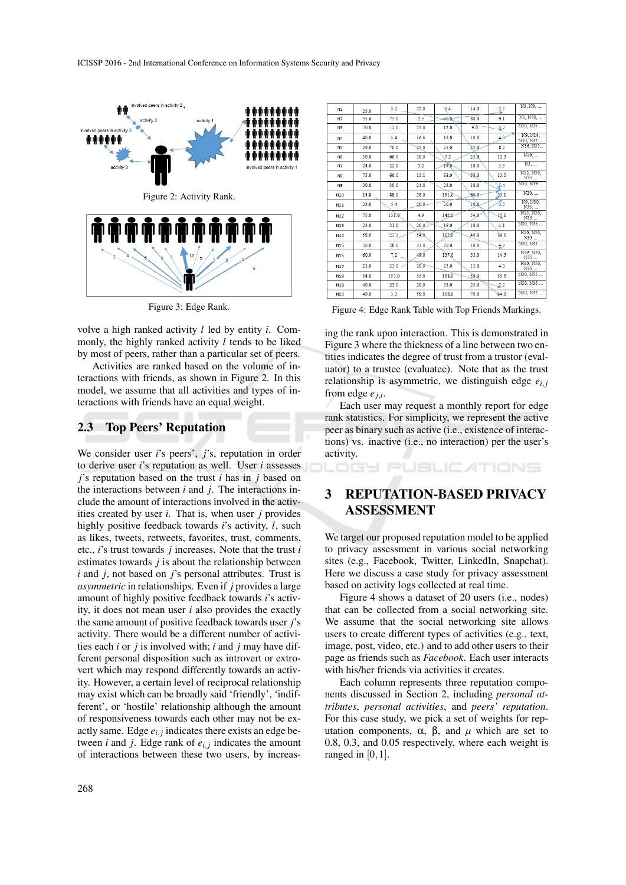involved peers in activity 2

activity 2

activity 1

involved peers in activity 3

activity 3

involved peers in activity 1

Figure 2: Activity Rank.

2
4
6
3
1
10
2
1
8
6

Figure 3: Edge Rank.

| | | | | | | | |
|---|---|---|---|---|---|---|---|
| N1 | 25.0 | 5.2 | 22.0 | 5.4 | 14.0 | 2.5 | N3, N9, ... |
| N2 | 35.6 | 75.0 | 2.5 | 50.0 | 88.0 | 9.1 | N1, N70, ... |
| N3 | 70.0 | 12.0 | 23.0 | 12.0 | 9.0 | 5.2 | N30, N35 ... |
| N4 | 40.0 | 5.4 | 16.6 | 18.0 | 18.0 | 4.0 | N9, N14, N30, N35 ... |
| N5 | 29.0 | 70.0 | 25.0 | 23.0 | 23.0 | 8.2 | , N36, N35... |
| N6 | 50.0 | 66.0 | 50.0 | 7.2 | 23.0 | 12.3 | N19, ... |
| N7 | 24.0 | 22.0 | 5.2 | 19.0 | 18.0 | 3.3 | N3, ... |
| N8 | 75.0 | 66.0 | 15.1 | 88.0 | 58.0 | 13.5 | N12, N30, N35 ... |
| N9 | 30.0 | 30.0 | 24.0 | 23.0 | 18.0 | 5.4 | N30, N39 ... |
| N10 | 14.8 | 88.0 | 58.0 | 131.0 | 60.0 | 23.1 | N20, ... |
| N11 | 23.0 | 5.4 | 20.0 | 20.0 | 18.0 | 3.3 | N9, N30, N35, ... |
| N12 | 75.0 | 131.0 | 4.9 | 142.0 | 54.0 | 15.1 | N15, N30, N35 ... |
| N13 | 23.0 | 21.0 | 20.0 | 19.0 | 18.0 | 4.1 | N30, N35 ... |
| N14 | 58.0 | 23.1 | 54.0 | 162.0 | 49.0 | 16.6 | N10, N30, N35 ... |
| N15 | 30.0 | 28.0 | 21.0 | 20.0 | 18.0 | 4.9 | N30, N35 ... |
| N16 | 60.0 | 7.2 | 49.0 | 137.0 | 55.0 | 14.5 | N19, N30, N35 ... |
| N17 | 21.0 | 23.0 | 20.0 | 23.0 | 12.0 | 4.0 | N10, N30, N35 ... |
| N18 | 54.0 | 157.0 | 55.0 | 168.0 | 58.0 | 35.6 | N30, N35 ... |
| N19 | 40.0 | 23.0 | 20.0 | 58.0 | 23.0 | 7.2 | N30, N35 ... |
| N20 | 49.0 | 3.3 | 58.0 | 168.0 | 70.0 | 44.8 | N30, N35 ... |

Figure 4: Edge Rank Table with Top Friends Markings.

volve a high ranked activity $l$ led by entity $i$. Commonly, the highly ranked activity $l$ tends to be liked by most of peers, rather than a particular set of peers.

Activities are ranked based on the volume of interactions with friends, as shown in Figure 2. In this model, we assume that all activities and types of interactions with friends have an equal weight.

### 2.3 Top Peers' Reputation

We consider user $i$'s peers', $j$'s, reputation in order to derive user $i$'s reputation as well. User $i$ assesses $j$'s reputation based on the trust $i$ has in $j$ based on the interactions between $i$ and $j$. The interactions include the amount of interactions involved in the activities created by user $i$. That is, when user $j$ provides highly positive feedback towards $i$'s activity, $l$, such as likes, tweets, retweets, favorites, trust, comments, etc., $i$'s trust towards $j$ increases. Note that the trust $i$ estimates towards $j$ is about the relationship between $i$ and $j$, not based on $j$'s personal attributes. Trust is *asymmetric* in relationships. Even if $j$ provides a large amount of highly positive feedback towards $i$'s activity, it does not mean user $i$ also provides the exactly the same amount of positive feedback towards user $j$'s activity. There would be a different number of activities each $i$ or $j$ is involved with; $i$ and $j$ may have different personal disposition such as introvert or extrovert which may respond differently towards an activity. However, a certain level of reciprocal relationship may exist which can be broadly said 'friendly', 'indifferent', or 'hostile' relationship although the amount of responsiveness towards each other may not be exactly same. Edge $e_{i,j}$ indicates there exists an edge between $i$ and $j$. Edge rank of $e_{i,j}$ indicates the amount of interactions between these two users, by increasing the rank upon interaction. This is demonstrated in Figure 3 where the thickness of a line between two entities indicates the degree of trust from a trustor (evaluator) to a trustee (evaluatee). Note that the trust relationship is asymmetric, we distinguish edge $e_{i,j}$ from edge $e_{j,i}$.

Each user may request a monthly report for edge rank statistics. For simplicity, we represent the active peer as binary such as active (i.e., existence of interactions) vs. inactive (i.e., no interaction) per the user's activity.

## 3 REPUTATION-BASED PRIVACY ASSESSMENT

We target our proposed reputation model to be applied to privacy assessment in various social networking sites (e.g., Facebook, Twitter, LinkedIn, Snapchat). Here we discuss a case study for privacy assessment based on activity logs collected at real time.

Figure 4 shows a dataset of 20 users (i.e., nodes) that can be collected from a social networking site. We assume that the social networking site allows users to create different types of activities (e.g., text, image, post, video, etc.) and to add other users to their page as friends such as *Facebook*. Each user interacts with his/her friends via activities it creates.

Each column represents three reputation components discussed in Section 2, including *personal attributes*, *personal activities*, and *peers' reputation*. For this case study, we pick a set of weights for reputation components, $\alpha$, $\beta$, and $\mu$ which are set to 0.8, 0.3, and 0.05 respectively, where each weight is ranged in $[0,1]$.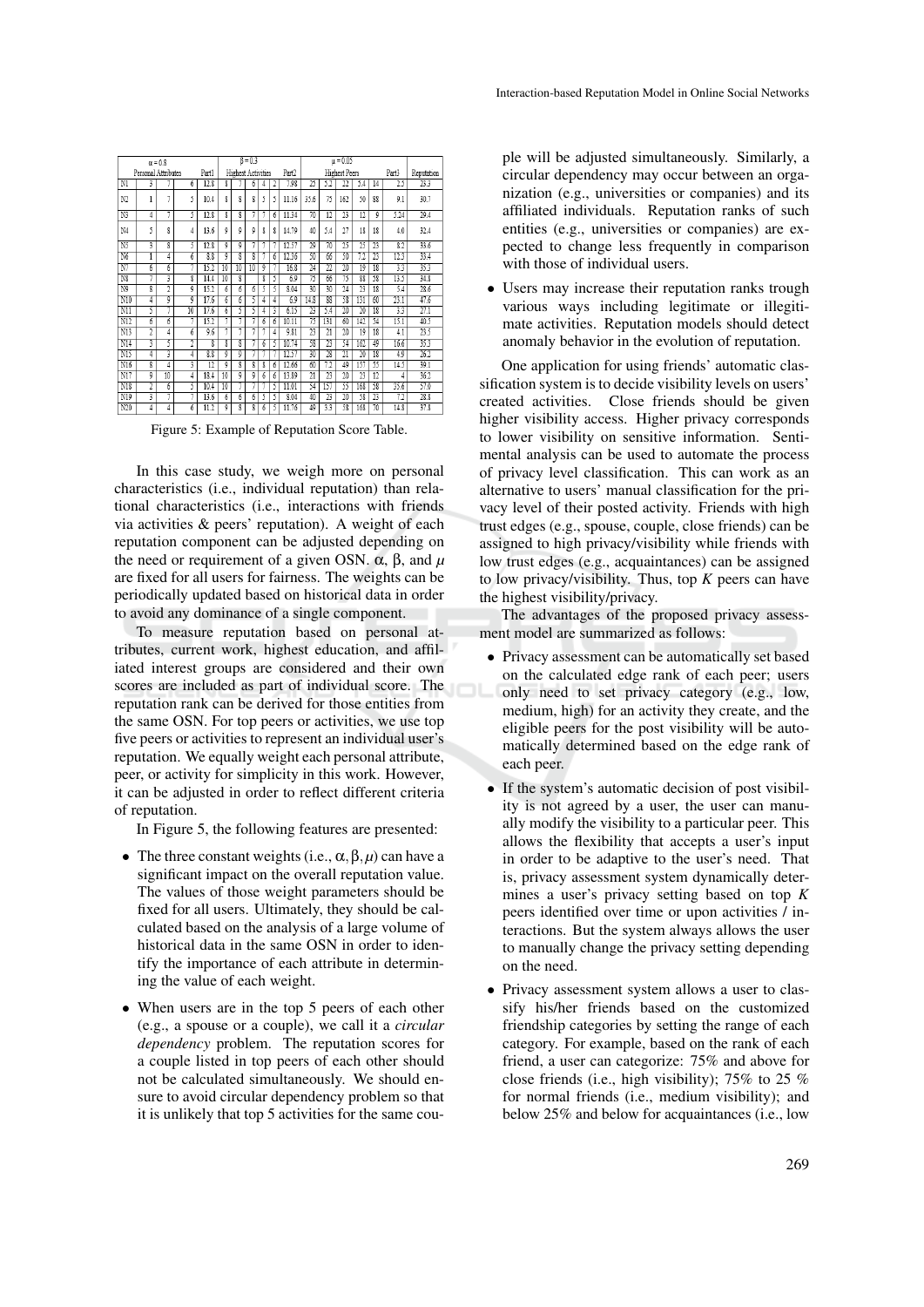| | $\alpha = 0.8$ | | | | $\beta = 0.3$ | | | | | | $\mu = 0.05$ | | | | | | |
|---|---|---|---|---|---|---|---|---|---|---|---|---|---|---|---|---|---|
| | Personal Attributes | | | Part1 | Highest Activities | | | | | Part2 | Highest Peers | | | | | Part3 | Reputation |
| N1 | 3 | 7 | 6 | 12.8 | 8 | 7 | 6 | 4 | 2 | 7.98 | 25 | 5.2 | 22 | 5.4 | 14 | 2.5 | 23.3 |
| N2 | 1 | 7 | 5 | 10.4 | 8 | 8 | 8 | 5 | 5 | 11.16 | 35.6 | 75 | 162 | 50 | 88 | 9.1 | 30.7 |
| N3 | 4 | 7 | 5 | 12.8 | 8 | 8 | 7 | 7 | 6 | 11.34 | 70 | 12 | 23 | 12 | 9 | 5.24 | 29.4 |
| N4 | 5 | 8 | 4 | 13.6 | 9 | 9 | 9 | 8 | 8 | 14.79 | 40 | 5.4 | 27 | 18 | 18 | 4.0 | 32.4 |
| N5 | 3 | 8 | 5 | 12.8 | 9 | 9 | 7 | 7 | 7 | 12.57 | 29 | 70 | 25 | 25 | 25 | 8.2 | 33.6 |
| N6 | 1 | 4 | 6 | 8.8 | 8 | 8 | 8 | 7 | 6 | 12.36 | 50 | 66 | 50 | 7.2 | 25 | 12.3 | 33.4 |
| N7 | 6 | 6 | 7 | 15.2 | 10 | 10 | 10 | 9 | 7 | 16.8 | 24 | 22 | 20 | 19 | 18 | 3.3 | 35.3 |
| N8 | 7 | 3 | 8 | 14.4 | 10 | 8 | | 8 | 5 | 6.9 | 75 | 66 | 75 | 88 | 28 | 13.5 | 34.8 |
| N9 | 8 | 2 | 9 | 15.2 | 6 | 6 | 6 | 5 | 5 | 8.04 | 30 | 30 | 24 | 23 | 18 | 5.4 | 28.6 |
| N10 | 4 | 9 | 9 | 17.6 | 6 | 6 | 5 | 4 | 4 | 6.9 | 14.8 | 88 | 38 | 131 | 60 | 23.1 | 47.6 |
| N11 | 5 | 7 | 10 | 17.6 | 6 | 5 | 5 | 4 | 3 | 6.15 | 22 | 5.4 | 20 | 20 | 18 | 3.3 | 27.1 |
| N12 | 6 | 6 | 7 | 15.2 | 7 | 7 | 7 | 6 | 6 | 10.11 | 75 | 131 | 60 | 142 | 54 | 15.1 | 40.5 |
| N13 | 2 | 4 | 6 | 9.6 | 7 | 7 | 7 | 7 | 4 | 9.81 | 23 | 21 | 20 | 19 | 18 | 4.1 | 23.5 |
| N14 | 3 | 5 | 2 | 8 | 8 | 8 | 7 | 6 | 5 | 10.74 | 58 | 25 | 54 | 162 | 49 | 16.6 | 35.3 |
| N15 | 4 | 3 | 4 | 8.8 | 9 | 9 | 7 | 7 | 7 | 12.57 | 30 | 28 | 21 | 20 | 18 | 4.9 | 26.2 |
| N16 | 8 | 4 | 3 | 12 | 8 | 8 | 8 | 8 | 6 | 12.66 | 60 | 7.2 | 49 | 157 | 55 | 14.5 | 39.1 |
| N17 | 9 | 10 | 4 | 18.4 | 10 | 9 | 9 | 6 | 6 | 13.89 | 21 | 23 | 20 | 23 | 12 | 4 | 36.2 |
| N18 | 2 | 6 | 5 | 10.4 | 10 | 7 | 7 | 7 | 5 | 11.01 | 54 | 157 | 55 | 168 | 58 | 35.6 | 57.0 |
| N19 | 3 | 7 | 7 | 13.6 | 6 | 6 | 6 | 5 | 5 | 8.04 | 40 | 23 | 20 | 58 | 23 | 7.2 | 28.8 |
| N20 | 4 | 4 | 6 | 11.2 | 9 | 8 | 8 | 6 | 5 | 11.76 | 49 | 5.3 | 58 | 168 | 70 | 14.8 | 37.8 |

Figure 5: Example of Reputation Score Table.

In this case study, we weigh more on personal characteristics (i.e., individual reputation) than relational characteristics (i.e., interactions with friends via activities & peers' reputation). A weight of each reputation component can be adjusted depending on the need or requirement of a given OSN. $\alpha$, $\beta$, and $\mu$ are fixed for all users for fairness. The weights can be periodically updated based on historical data in order to avoid any dominance of a single component.

To measure reputation based on personal attributes, current work, highest education, and affiliated interest groups are considered and their own scores are included as part of individual score. The reputation rank can be derived for those entities from the same OSN. For top peers or activities, we use top five peers or activities to represent an individual user's reputation. We equally weight each personal attribute, peer, or activity for simplicity in this work. However, it can be adjusted in order to reflect different criteria of reputation.

In Figure 5, the following features are presented:

- The three constant weights (i.e., $\alpha, \beta, \mu$) can have a significant impact on the overall reputation value. The values of those weight parameters should be fixed for all users. Ultimately, they should be calculated based on the analysis of a large volume of historical data in the same OSN in order to identify the importance of each attribute in determining the value of each weight.
- When users are in the top 5 peers of each other (e.g., a spouse or a couple), we call it a *circular dependency* problem. The reputation scores for a couple listed in top peers of each other should not be calculated simultaneously. We should ensure to avoid circular dependency problem so that it is unlikely that top 5 activities for the same couple will be adjusted simultaneously. Similarly, a circular dependency may occur between an organization (e.g., universities or companies) and its affiliated individuals. Reputation ranks of such entities (e.g., universities or companies) are expected to change less frequently in comparison with those of individual users.
- Users may increase their reputation ranks trough various ways including legitimate or illegitimate activities. Reputation models should detect anomaly behavior in the evolution of reputation.

One application for using friends' automatic classification system is to decide visibility levels on users' created activities. Close friends should be given higher visibility access. Higher privacy corresponds to lower visibility on sensitive information. Sentimental analysis can be used to automate the process of privacy level classification. This can work as an alternative to users' manual classification for the privacy level of their posted activity. Friends with high trust edges (e.g., spouse, couple, close friends) can be assigned to high privacy/visibility while friends with low trust edges (e.g., acquaintances) can be assigned to low privacy/visibility. Thus, top $K$ peers can have the highest visibility/privacy.

The advantages of the proposed privacy assessment model are summarized as follows:

- Privacy assessment can be automatically set based on the calculated edge rank of each peer; users only need to set privacy category (e.g., low, medium, high) for an activity they create, and the eligible peers for the post visibility will be automatically determined based on the edge rank of each peer.
- If the system's automatic decision of post visibility is not agreed by a user, the user can manually modify the visibility to a particular peer. This allows the flexibility that accepts a user's input in order to be adaptive to the user's need. That is, privacy assessment system dynamically determines a user's privacy setting based on top $K$ peers identified over time or upon activities / interactions. But the system always allows the user to manually change the privacy setting depending on the need.
- Privacy assessment system allows a user to classify his/her friends based on the customized friendship categories by setting the range of each category. For example, based on the rank of each friend, a user can categorize: 75% and above for close friends (i.e., high visibility); 75% to 25 % for normal friends (i.e., medium visibility); and below 25% and below for acquaintances (i.e., low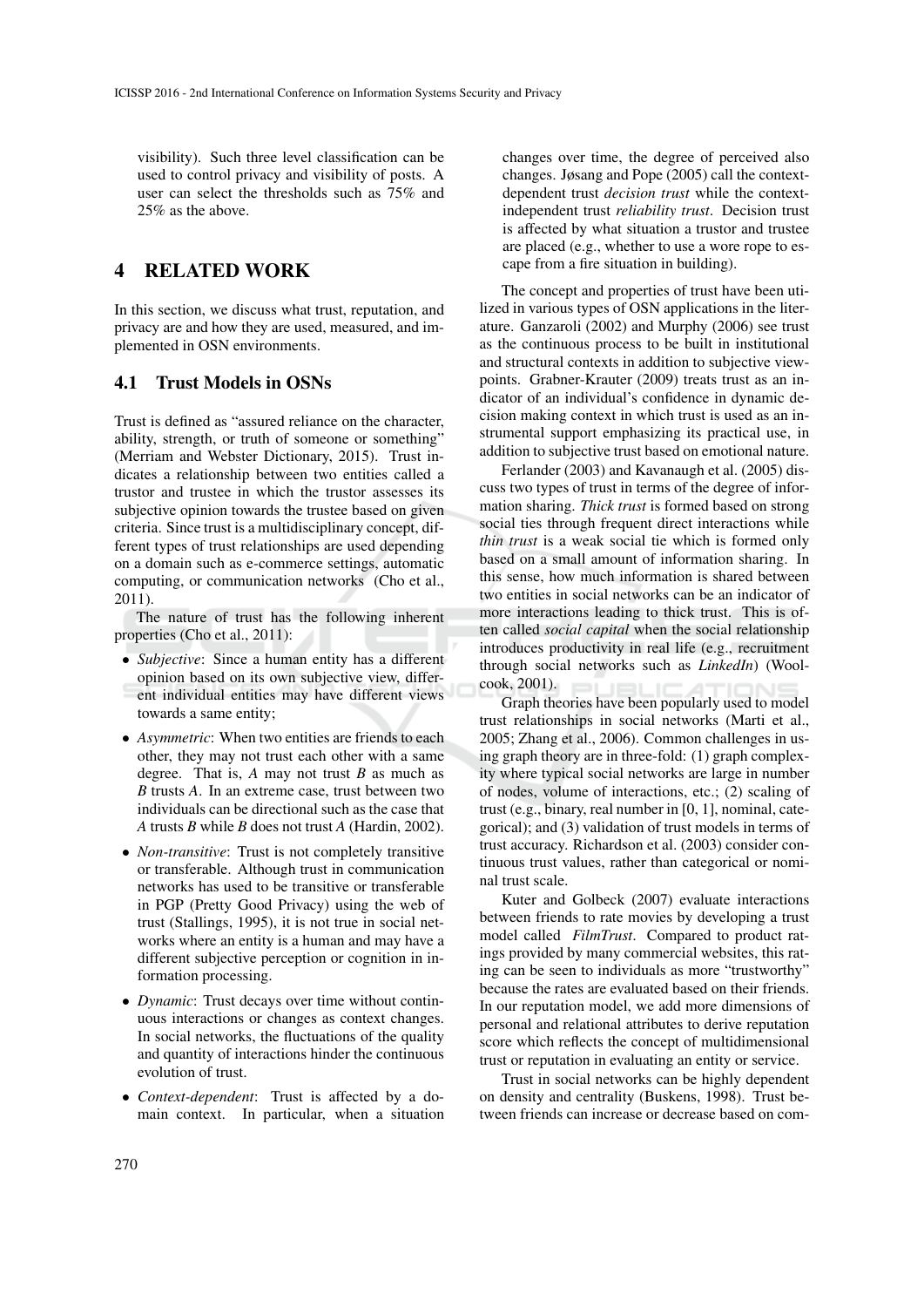visibility). Such three level classification can be used to control privacy and visibility of posts. A user can select the thresholds such as 75% and 25% as the above.

# 4 RELATED WORK

In this section, we discuss what trust, reputation, and privacy are and how they are used, measured, and implemented in OSN environments.

## 4.1 Trust Models in OSNs

Trust is defined as "assured reliance on the character, ability, strength, or truth of someone or something" (Merriam and Webster Dictionary, 2015). Trust indicates a relationship between two entities called a trustor and trustee in which the trustor assesses its subjective opinion towards the trustee based on given criteria. Since trust is a multidisciplinary concept, different types of trust relationships are used depending on a domain such as e-commerce settings, automatic computing, or communication networks (Cho et al., 2011).

The nature of trust has the following inherent properties (Cho et al., 2011):

- *Subjective*: Since a human entity has a different opinion based on its own subjective view, different individual entities may have different views towards a same entity;
- *Asymmetric*: When two entities are friends to each other, they may not trust each other with a same degree. That is, *A* may not trust *B* as much as *B* trusts *A*. In an extreme case, trust between two individuals can be directional such as the case that *A* trusts *B* while *B* does not trust *A* (Hardin, 2002).
- *Non-transitive*: Trust is not completely transitive or transferable. Although trust in communication networks has used to be transitive or transferable in PGP (Pretty Good Privacy) using the web of trust (Stallings, 1995), it is not true in social networks where an entity is a human and may have a different subjective perception or cognition in information processing.
- *Dynamic*: Trust decays over time without continuous interactions or changes as context changes. In social networks, the fluctuations of the quality and quantity of interactions hinder the continuous evolution of trust.
- *Context-dependent*: Trust is affected by a domain context. In particular, when a situation changes over time, the degree of perceived also changes. Jøsang and Pope (2005) call the context-dependent trust *decision trust* while the context-independent trust *reliability trust*. Decision trust is affected by what situation a trustor and trustee are placed (e.g., whether to use a wore rope to escape from a fire situation in building).

The concept and properties of trust have been utilized in various types of OSN applications in the literature. Ganzaroli (2002) and Murphy (2006) see trust as the continuous process to be built in institutional and structural contexts in addition to subjective viewpoints. Grabner-Krauter (2009) treats trust as an indicator of an individual's confidence in dynamic decision making context in which trust is used as an instrumental support emphasizing its practical use, in addition to subjective trust based on emotional nature.

Ferlander (2003) and Kavanaugh et al. (2005) discuss two types of trust in terms of the degree of information sharing. *Thick trust* is formed based on strong social ties through frequent direct interactions while *thin trust* is a weak social tie which is formed only based on a small amount of information sharing. In this sense, how much information is shared between two entities in social networks can be an indicator of more interactions leading to thick trust. This is often called *social capital* when the social relationship introduces productivity in real life (e.g., recruitment through social networks such as *LinkedIn*) (Woolcook, 2001).

Graph theories have been popularly used to model trust relationships in social networks (Marti et al., 2005; Zhang et al., 2006). Common challenges in using graph theory are in three-fold: (1) graph complexity where typical social networks are large in number of nodes, volume of interactions, etc.; (2) scaling of trust (e.g., binary, real number in [0, 1], nominal, categorical); and (3) validation of trust models in terms of trust accuracy. Richardson et al. (2003) consider continuous trust values, rather than categorical or nominal trust scale.

Kuter and Golbeck (2007) evaluate interactions between friends to rate movies by developing a trust model called *FilmTrust*. Compared to product ratings provided by many commercial websites, this rating can be seen to individuals as more "trustworthy" because the rates are evaluated based on their friends. In our reputation model, we add more dimensions of personal and relational attributes to derive reputation score which reflects the concept of multidimensional trust or reputation in evaluating an entity or service.

Trust in social networks can be highly dependent on density and centrality (Buskens, 1998). Trust between friends can increase or decrease based on com-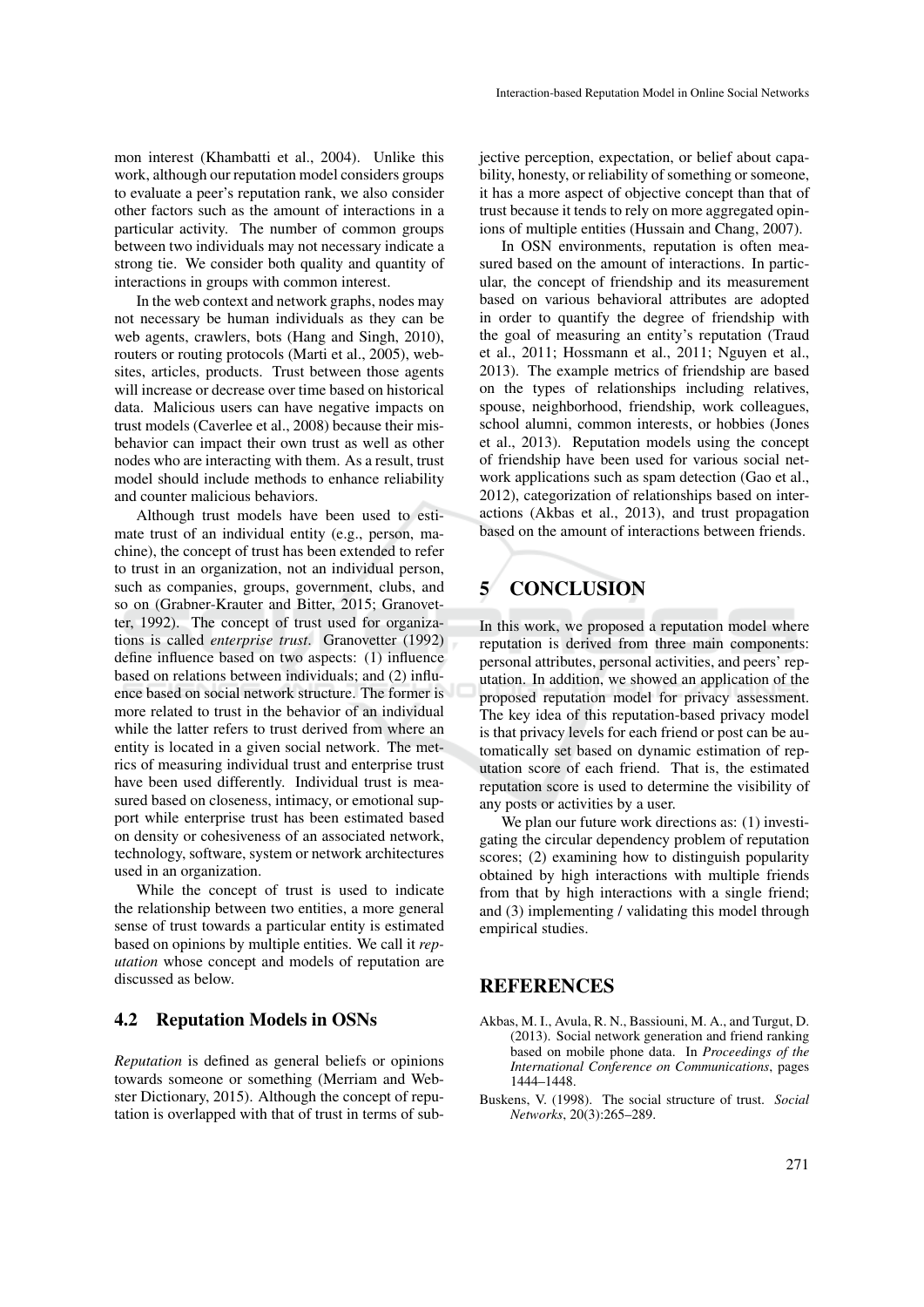mon interest (Khambatti et al., 2004). Unlike this work, although our reputation model considers groups to evaluate a peer's reputation rank, we also consider other factors such as the amount of interactions in a particular activity. The number of common groups between two individuals may not necessary indicate a strong tie. We consider both quality and quantity of interactions in groups with common interest.

In the web context and network graphs, nodes may not necessary be human individuals as they can be web agents, crawlers, bots (Hang and Singh, 2010), routers or routing protocols (Marti et al., 2005), websites, articles, products. Trust between those agents will increase or decrease over time based on historical data. Malicious users can have negative impacts on trust models (Caverlee et al., 2008) because their misbehavior can impact their own trust as well as other nodes who are interacting with them. As a result, trust model should include methods to enhance reliability and counter malicious behaviors.

Although trust models have been used to estimate trust of an individual entity (e.g., person, machine), the concept of trust has been extended to refer to trust in an organization, not an individual person, such as companies, groups, government, clubs, and so on (Grabner-Krauter and Bitter, 2015; Granovetter, 1992). The concept of trust used for organizations is called *enterprise trust*. Granovetter (1992) define influence based on two aspects: (1) influence based on relations between individuals; and (2) influence based on social network structure. The former is more related to trust in the behavior of an individual while the latter refers to trust derived from where an entity is located in a given social network. The metrics of measuring individual trust and enterprise trust have been used differently. Individual trust is measured based on closeness, intimacy, or emotional support while enterprise trust has been estimated based on density or cohesiveness of an associated network, technology, software, system or network architectures used in an organization.

While the concept of trust is used to indicate the relationship between two entities, a more general sense of trust towards a particular entity is estimated based on opinions by multiple entities. We call it *reputation* whose concept and models of reputation are discussed as below.

### 4.2 Reputation Models in OSNs

*Reputation* is defined as general beliefs or opinions towards someone or something (Merriam and Webster Dictionary, 2015). Although the concept of reputation is overlapped with that of trust in terms of subjective perception, expectation, or belief about capability, honesty, or reliability of something or someone, it has a more aspect of objective concept than that of trust because it tends to rely on more aggregated opinions of multiple entities (Hussain and Chang, 2007).

In OSN environments, reputation is often measured based on the amount of interactions. In particular, the concept of friendship and its measurement based on various behavioral attributes are adopted in order to quantify the degree of friendship with the goal of measuring an entity's reputation (Traud et al., 2011; Hossmann et al., 2011; Nguyen et al., 2013). The example metrics of friendship are based on the types of relationships including relatives, spouse, neighborhood, friendship, work colleagues, school alumni, common interests, or hobbies (Jones et al., 2013). Reputation models using the concept of friendship have been used for various social network applications such as spam detection (Gao et al., 2012), categorization of relationships based on interactions (Akbas et al., 2013), and trust propagation based on the amount of interactions between friends.

## 5 CONCLUSION

In this work, we proposed a reputation model where reputation is derived from three main components: personal attributes, personal activities, and peers' reputation. In addition, we showed an application of the proposed reputation model for privacy assessment. The key idea of this reputation-based privacy model is that privacy levels for each friend or post can be automatically set based on dynamic estimation of reputation score of each friend. That is, the estimated reputation score is used to determine the visibility of any posts or activities by a user.

We plan our future work directions as: (1) investigating the circular dependency problem of reputation scores; (2) examining how to distinguish popularity obtained by high interactions with multiple friends from that by high interactions with a single friend; and (3) implementing / validating this model through empirical studies.

## REFERENCES

Akbas, M. I., Avula, R. N., Bassiouni, M. A., and Turgut, D. (2013). Social network generation and friend ranking based on mobile phone data. In *Proceedings of the International Conference on Communications*, pages 1444–1448.

Buskens, V. (1998). The social structure of trust. *Social Networks*, 20(3):265–289.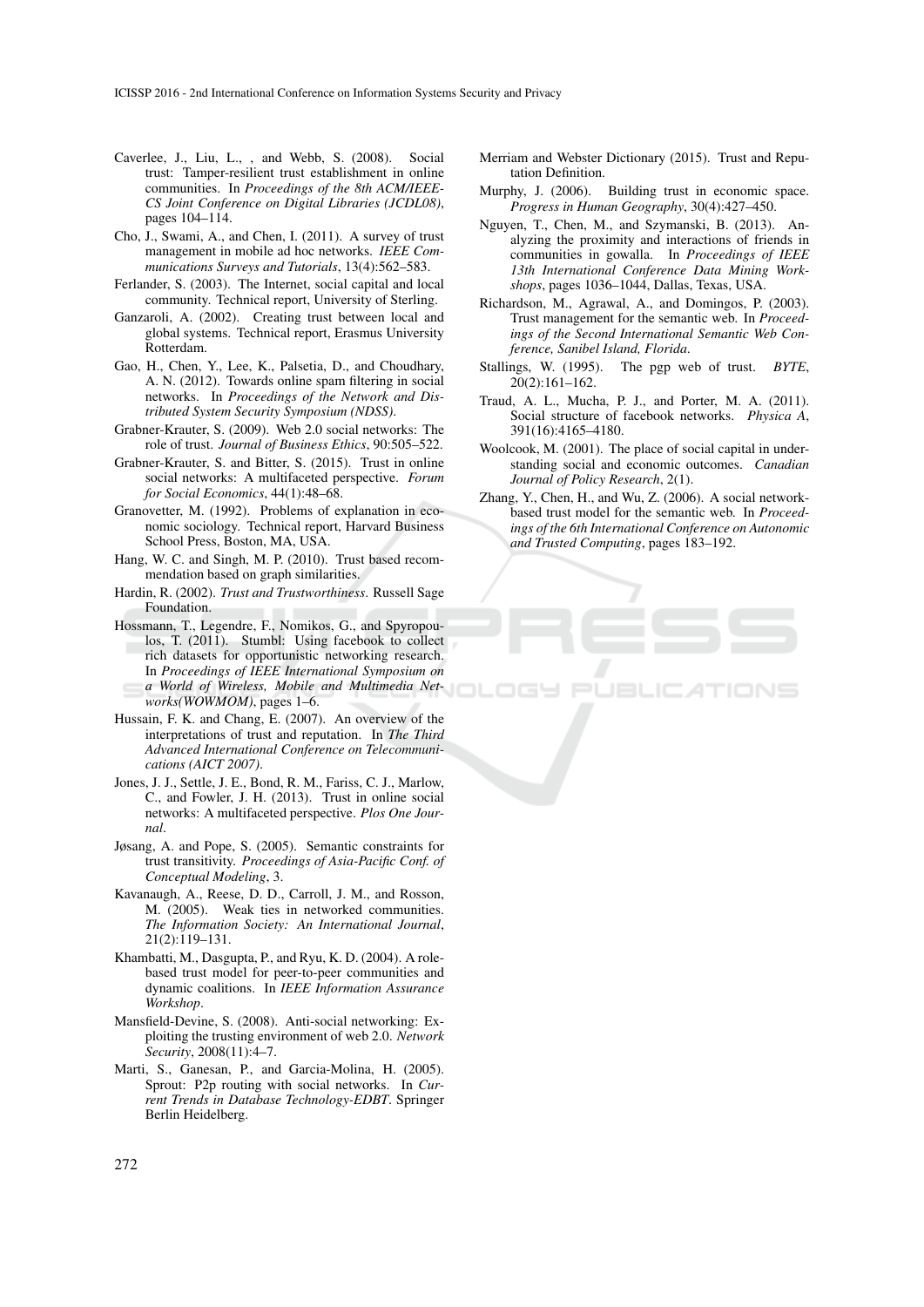Caverlee, J., Liu, L., , and Webb, S. (2008). Social trust: Tamper-resilient trust establishment in online communities. In *Proceedings of the 8th ACM/IEEE-CS Joint Conference on Digital Libraries (JCDL08)*, pages 104–114.

Cho, J., Swami, A., and Chen, I. (2011). A survey of trust management in mobile ad hoc networks. *IEEE Communications Surveys and Tutorials*, 13(4):562–583.

Ferlander, S. (2003). The Internet, social capital and local community. Technical report, University of Sterling.

Ganzaroli, A. (2002). Creating trust between local and global systems. Technical report, Erasmus University Rotterdam.

Gao, H., Chen, Y., Lee, K., Palsetia, D., and Choudhary, A. N. (2012). Towards online spam filtering in social networks. In *Proceedings of the Network and Distributed System Security Symposium (NDSS)*.

Grabner-Krauter, S. (2009). Web 2.0 social networks: The role of trust. *Journal of Business Ethics*, 90:505–522.

Grabner-Krauter, S. and Bitter, S. (2015). Trust in online social networks: A multifaceted perspective. *Forum for Social Economics*, 44(1):48–68.

Granovetter, M. (1992). Problems of explanation in economic sociology. Technical report, Harvard Business School Press, Boston, MA, USA.

Hang, W. C. and Singh, M. P. (2010). Trust based recommendation based on graph similarities.

Hardin, R. (2002). *Trust and Trustworthiness*. Russell Sage Foundation.

Hossmann, T., Legendre, F., Nomikos, G., and Spyropoulos, T. (2011). Stumbl: Using facebook to collect rich datasets for opportunistic networking research. In *Proceedings of IEEE International Symposium on a World of Wireless, Mobile and Multimedia Networks(WOWMOM)*, pages 1–6.

Hussain, F. K. and Chang, E. (2007). An overview of the interpretations of trust and reputation. In *The Third Advanced International Conference on Telecommunications (AICT 2007)*.

Jones, J. J., Settle, J. E., Bond, R. M., Fariss, C. J., Marlow, C., and Fowler, J. H. (2013). Trust in online social networks: A multifaceted perspective. *Plos One Journal*.

Jøsang, A. and Pope, S. (2005). Semantic constraints for trust transitivity. *Proceedings of Asia-Pacific Conf. of Conceptual Modeling*, 3.

Kavanaugh, A., Reese, D. D., Carroll, J. M., and Rosson, M. (2005). Weak ties in networked communities. *The Information Society: An International Journal*, 21(2):119–131.

Khambatti, M., Dasgupta, P., and Ryu, K. D. (2004). A role-based trust model for peer-to-peer communities and dynamic coalitions. In *IEEE Information Assurance Workshop*.

Mansfield-Devine, S. (2008). Anti-social networking: Exploiting the trusting environment of web 2.0. *Network Security*, 2008(11):4–7.

Marti, S., Ganesan, P., and Garcia-Molina, H. (2005). Sprout: P2p routing with social networks. In *Current Trends in Database Technology-EDBT*. Springer Berlin Heidelberg.

Merriam and Webster Dictionary (2015). Trust and Reputation Definition.

Murphy, J. (2006). Building trust in economic space. *Progress in Human Geography*, 30(4):427–450.

Nguyen, T., Chen, M., and Szymanski, B. (2013). Analyzing the proximity and interactions of friends in communities in gowalla. In *Proceedings of IEEE 13th International Conference Data Mining Workshops*, pages 1036–1044, Dallas, Texas, USA.

Richardson, M., Agrawal, A., and Domingos, P. (2003). Trust management for the semantic web. In *Proceedings of the Second International Semantic Web Conference, Sanibel Island, Florida*.

Stallings, W. (1995). The pgp web of trust. *BYTE*, 20(2):161–162.

Traud, A. L., Mucha, P. J., and Porter, M. A. (2011). Social structure of facebook networks. *Physica A*, 391(16):4165–4180.

Woolcook, M. (2001). The place of social capital in understanding social and economic outcomes. *Canadian Journal of Policy Research*, 2(1).

Zhang, Y., Chen, H., and Wu, Z. (2006). A social network-based trust model for the semantic web. In *Proceedings of the 6th International Conference on Autonomic and Trusted Computing*, pages 183–192.